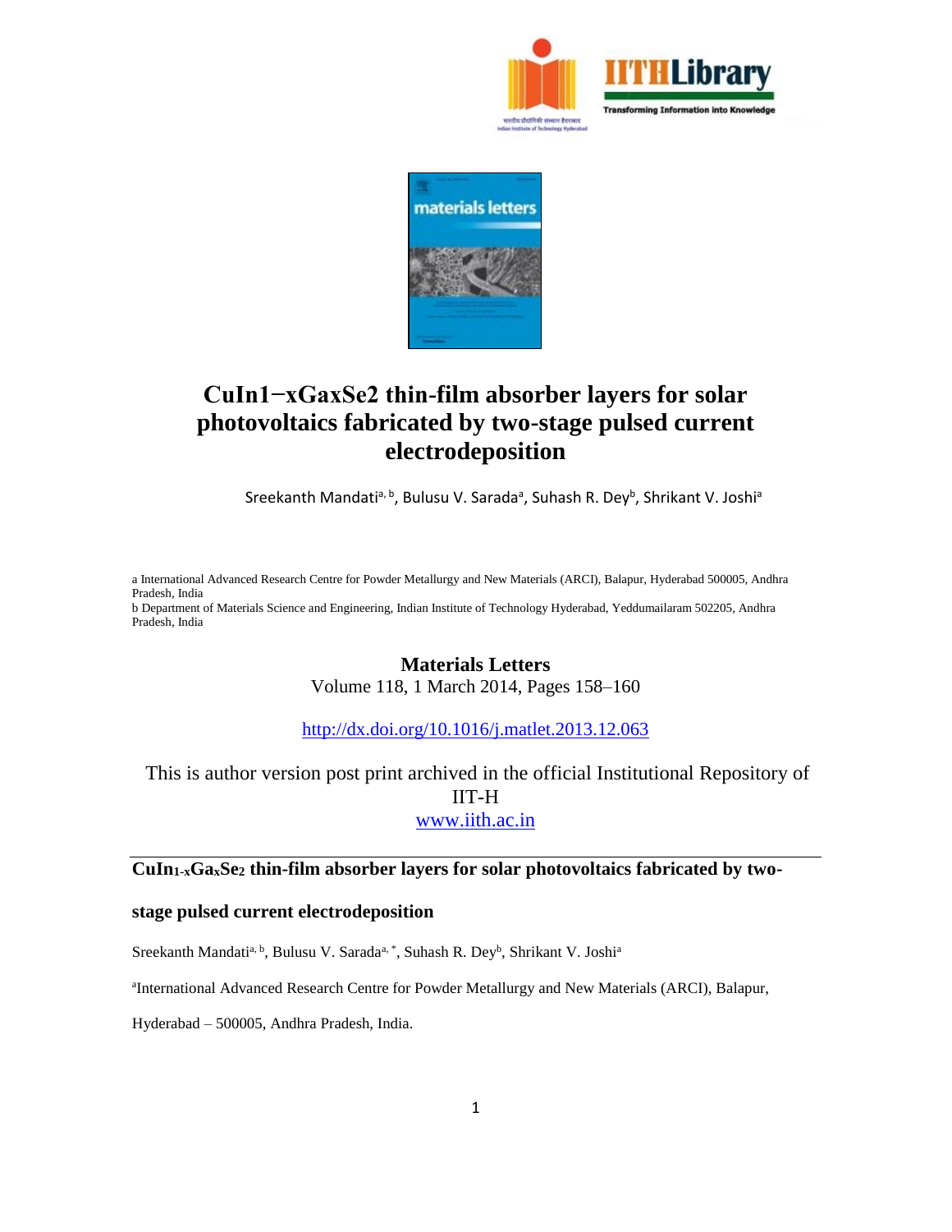# CuIn1−xGaxSe2 thin-film absorber layers for solar photovoltaics fabricated by two-stage pulsed current electrodeposition

Sreekanth Mandati[a, b], Bulusu V. Sarada[a], Suhash R. Dey[b], Shrikant V. Joshi[a]

a International Advanced Research Centre for Powder Metallurgy and New Materials (ARCI), Balapur, Hyderabad 500005, Andhra Pradesh, India

b Department of Materials Science and Engineering, Indian Institute of Technology Hyderabad, Yeddumailaram 502205, Andhra Pradesh, India

**Materials Letters**

Volume 118, 1 March 2014, Pages 158–160

http://dx.doi.org/10.1016/j.matlet.2013.12.063

This is author version post print archived in the official Institutional Repository of IIT-H

www.iith.ac.in

---

## $CuIn_{1-x}Ga_xSe_2$ thin-film absorber layers for solar photovoltaics fabricated by two-stage pulsed current electrodeposition

Sreekanth Mandati[a, b], Bulusu V. Sarada[a, *], Suhash R. Dey[b], Shrikant V. Joshi[a]

[a]International Advanced Research Centre for Powder Metallurgy and New Materials (ARCI), Balapur, Hyderabad – 500005, Andhra Pradesh, India.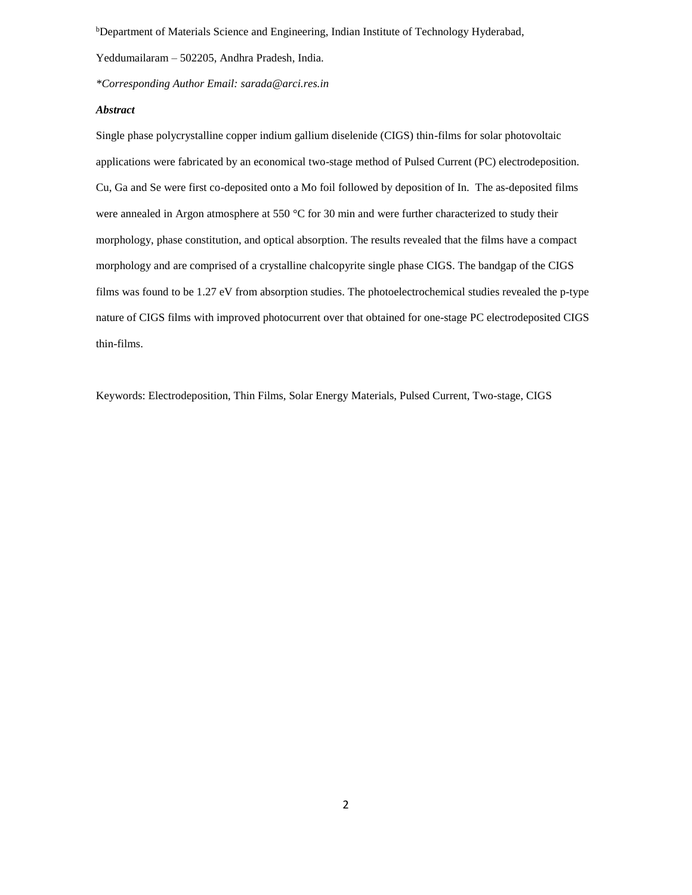[b]Department of Materials Science and Engineering, Indian Institute of Technology Hyderabad, Yeddumailaram – 502205, Andhra Pradesh, India.

*\*Corresponding Author Email: sarada@arci.res.in*

***Abstract***

Single phase polycrystalline copper indium gallium diselenide (CIGS) thin-films for solar photovoltaic applications were fabricated by an economical two-stage method of Pulsed Current (PC) electrodeposition. Cu, Ga and Se were first co-deposited onto a Mo foil followed by deposition of In. The as-deposited films were annealed in Argon atmosphere at 550 °C for 30 min and were further characterized to study their morphology, phase constitution, and optical absorption. The results revealed that the films have a compact morphology and are comprised of a crystalline chalcopyrite single phase CIGS. The bandgap of the CIGS films was found to be 1.27 eV from absorption studies. The photoelectrochemical studies revealed the p-type nature of CIGS films with improved photocurrent over that obtained for one-stage PC electrodeposited CIGS thin-films.

Keywords: Electrodeposition, Thin Films, Solar Energy Materials, Pulsed Current, Two-stage, CIGS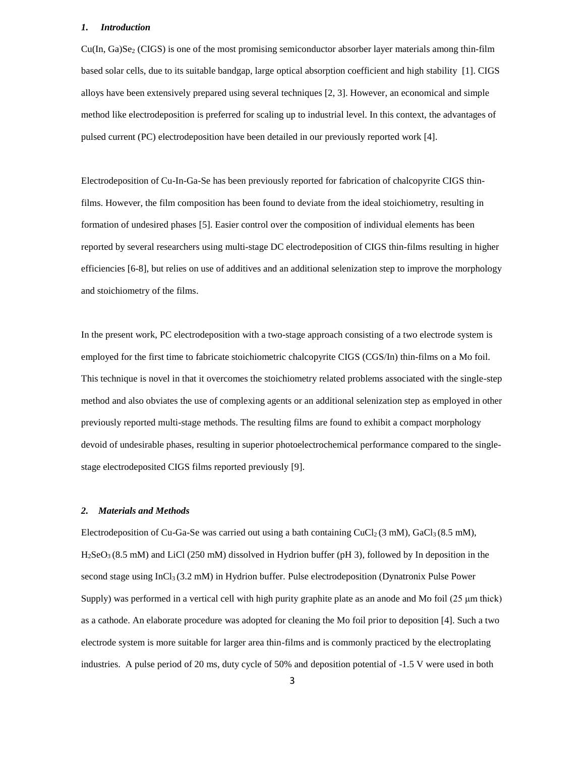## 1. *Introduction*

$Cu(In, Ga)Se_2$ (CIGS) is one of the most promising semiconductor absorber layer materials among thin-film based solar cells, due to its suitable bandgap, large optical absorption coefficient and high stability [1]. CIGS alloys have been extensively prepared using several techniques [2, 3]. However, an economical and simple method like electrodeposition is preferred for scaling up to industrial level. In this context, the advantages of pulsed current (PC) electrodeposition have been detailed in our previously reported work [4].

Electrodeposition of Cu-In-Ga-Se has been previously reported for fabrication of chalcopyrite CIGS thin-films. However, the film composition has been found to deviate from the ideal stoichiometry, resulting in formation of undesired phases [5]. Easier control over the composition of individual elements has been reported by several researchers using multi-stage DC electrodeposition of CIGS thin-films resulting in higher efficiencies [6-8], but relies on use of additives and an additional selenization step to improve the morphology and stoichiometry of the films.

In the present work, PC electrodeposition with a two-stage approach consisting of a two electrode system is employed for the first time to fabricate stoichiometric chalcopyrite CIGS (CGS/In) thin-films on a Mo foil. This technique is novel in that it overcomes the stoichiometry related problems associated with the single-step method and also obviates the use of complexing agents or an additional selenization step as employed in other previously reported multi-stage methods. The resulting films are found to exhibit a compact morphology devoid of undesirable phases, resulting in superior photoelectrochemical performance compared to the single-stage electrodeposited CIGS films reported previously [9].

## 2. *Materials and Methods*

Electrodeposition of Cu-Ga-Se was carried out using a bath containing $CuCl_2$ (3 mM), $GaCl_3$ (8.5 mM), $H_2SeO_3$ (8.5 mM) and LiCl (250 mM) dissolved in Hydrion buffer (pH 3), followed by In deposition in the second stage using $InCl_3$ (3.2 mM) in Hydrion buffer. Pulse electrodeposition (Dynatronix Pulse Power Supply) was performed in a vertical cell with high purity graphite plate as an anode and Mo foil (25 μm thick) as a cathode. An elaborate procedure was adopted for cleaning the Mo foil prior to deposition [4]. Such a two electrode system is more suitable for larger area thin-films and is commonly practiced by the electroplating industries. A pulse period of 20 ms, duty cycle of 50% and deposition potential of -1.5 V were used in both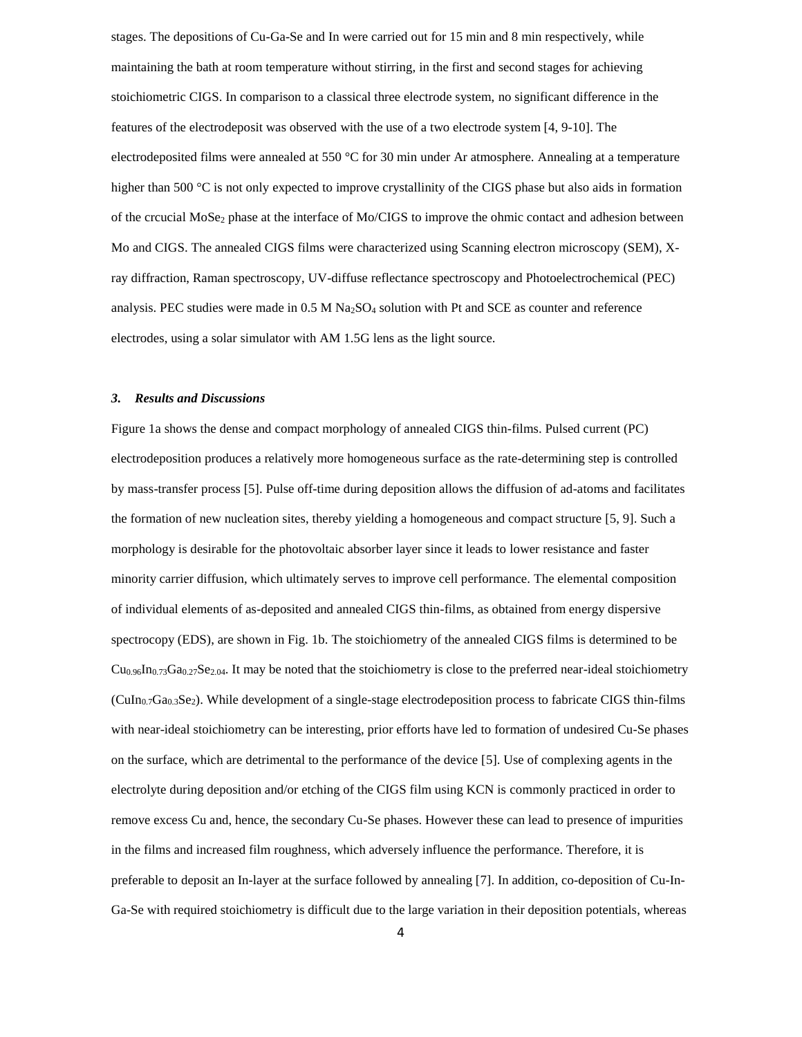stages. The depositions of Cu-Ga-Se and In were carried out for 15 min and 8 min respectively, while maintaining the bath at room temperature without stirring, in the first and second stages for achieving stoichiometric CIGS. In comparison to a classical three electrode system, no significant difference in the features of the electrodeposit was observed with the use of a two electrode system [4, 9-10]. The electrodeposited films were annealed at 550 °C for 30 min under Ar atmosphere. Annealing at a temperature higher than 500 °C is not only expected to improve crystallinity of the CIGS phase but also aids in formation of the crcucial $MoSe_2$ phase at the interface of Mo/CIGS to improve the ohmic contact and adhesion between Mo and CIGS. The annealed CIGS films were characterized using Scanning electron microscopy (SEM), X-ray diffraction, Raman spectroscopy, UV-diffuse reflectance spectroscopy and Photoelectrochemical (PEC) analysis. PEC studies were made in 0.5 M $Na_2SO_4$ solution with Pt and SCE as counter and reference electrodes, using a solar simulator with AM 1.5G lens as the light source.

### *3. Results and Discussions*

Figure 1a shows the dense and compact morphology of annealed CIGS thin-films. Pulsed current (PC) electrodeposition produces a relatively more homogeneous surface as the rate-determining step is controlled by mass-transfer process [5]. Pulse off-time during deposition allows the diffusion of ad-atoms and facilitates the formation of new nucleation sites, thereby yielding a homogeneous and compact structure [5, 9]. Such a morphology is desirable for the photovoltaic absorber layer since it leads to lower resistance and faster minority carrier diffusion, which ultimately serves to improve cell performance. The elemental composition of individual elements of as-deposited and annealed CIGS thin-films, as obtained from energy dispersive spectrocopy (EDS), are shown in Fig. 1b. The stoichiometry of the annealed CIGS films is determined to be $Cu_{0.96}In_{0.73}Ga_{0.27}Se_{2.04}$. It may be noted that the stoichiometry is close to the preferred near-ideal stoichiometry ($CuIn_{0.7}Ga_{0.3}Se_2$). While development of a single-stage electrodeposition process to fabricate CIGS thin-films with near-ideal stoichiometry can be interesting, prior efforts have led to formation of undesired Cu-Se phases on the surface, which are detrimental to the performance of the device [5]. Use of complexing agents in the electrolyte during deposition and/or etching of the CIGS film using KCN is commonly practiced in order to remove excess Cu and, hence, the secondary Cu-Se phases. However these can lead to presence of impurities in the films and increased film roughness, which adversely influence the performance. Therefore, it is preferable to deposit an In-layer at the surface followed by annealing [7]. In addition, co-deposition of Cu-In-Ga-Se with required stoichiometry is difficult due to the large variation in their deposition potentials, whereas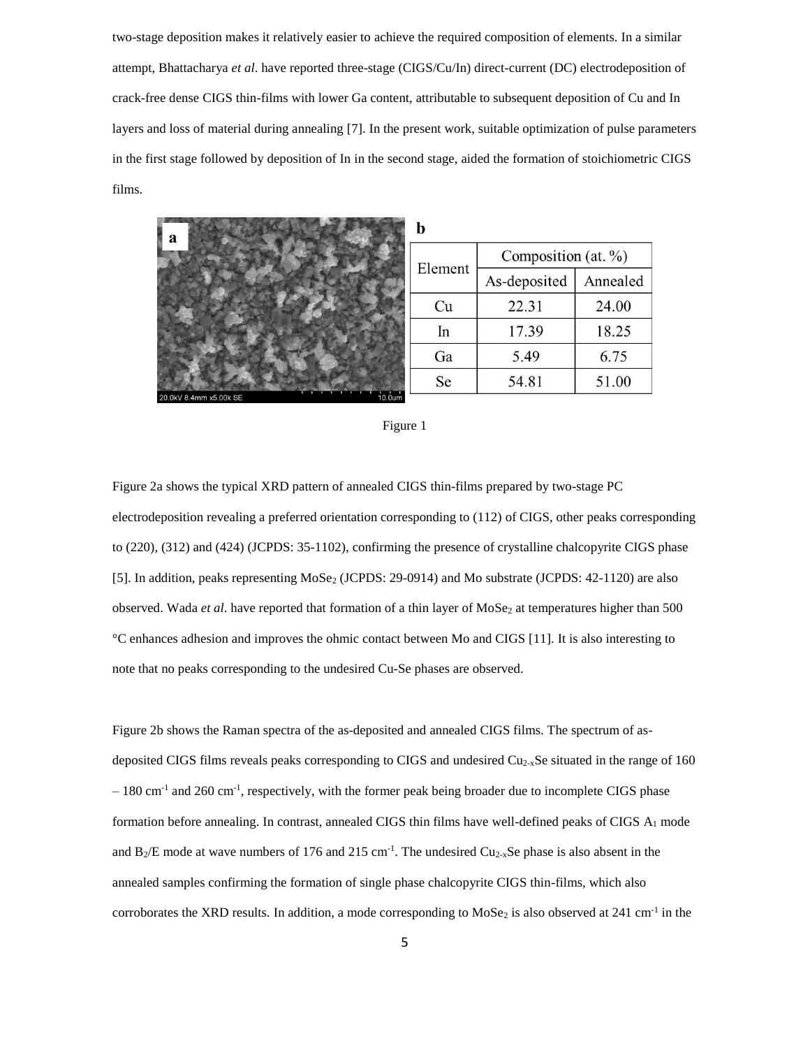two-stage deposition makes it relatively easier to achieve the required composition of elements. In a similar attempt, Bhattacharya *et al*. have reported three-stage (CIGS/Cu/In) direct-current (DC) electrodeposition of crack-free dense CIGS thin-films with lower Ga content, attributable to subsequent deposition of Cu and In layers and loss of material during annealing [7]. In the present work, suitable optimization of pulse parameters in the first stage followed by deposition of In in the second stage, aided the formation of stoichiometric CIGS films.

**b**

| Element | Composition (at. %) | |
|---|---|---|
| | As-deposited | Annealed |
| Cu | 22.31 | 24.00 |
| In | 17.39 | 18.25 |
| Ga | 5.49 | 6.75 |
| Se | 54.81 | 51.00 |

Figure 1

Figure 2a shows the typical XRD pattern of annealed CIGS thin-films prepared by two-stage PC electrodeposition revealing a preferred orientation corresponding to (112) of CIGS, other peaks corresponding to (220), (312) and (424) (JCPDS: 35-1102), confirming the presence of crystalline chalcopyrite CIGS phase [5]. In addition, peaks representing $MoSe_2$ (JCPDS: 29-0914) and Mo substrate (JCPDS: 42-1120) are also observed. Wada *et al*. have reported that formation of a thin layer of $MoSe_2$ at temperatures higher than 500 °C enhances adhesion and improves the ohmic contact between Mo and CIGS [11]. It is also interesting to note that no peaks corresponding to the undesired Cu-Se phases are observed.

Figure 2b shows the Raman spectra of the as-deposited and annealed CIGS films. The spectrum of as-deposited CIGS films reveals peaks corresponding to CIGS and undesired $Cu_{2-x}Se$ situated in the range of 160 – 180 $cm^{-1}$ and 260 $cm^{-1}$, respectively, with the former peak being broader due to incomplete CIGS phase formation before annealing. In contrast, annealed CIGS thin films have well-defined peaks of CIGS $A_1$ mode and $B_2$/E mode at wave numbers of 176 and 215 $cm^{-1}$. The undesired $Cu_{2-x}Se$ phase is also absent in the annealed samples confirming the formation of single phase chalcopyrite CIGS thin-films, which also corroborates the XRD results. In addition, a mode corresponding to $MoSe_2$ is also observed at 241 $cm^{-1}$ in the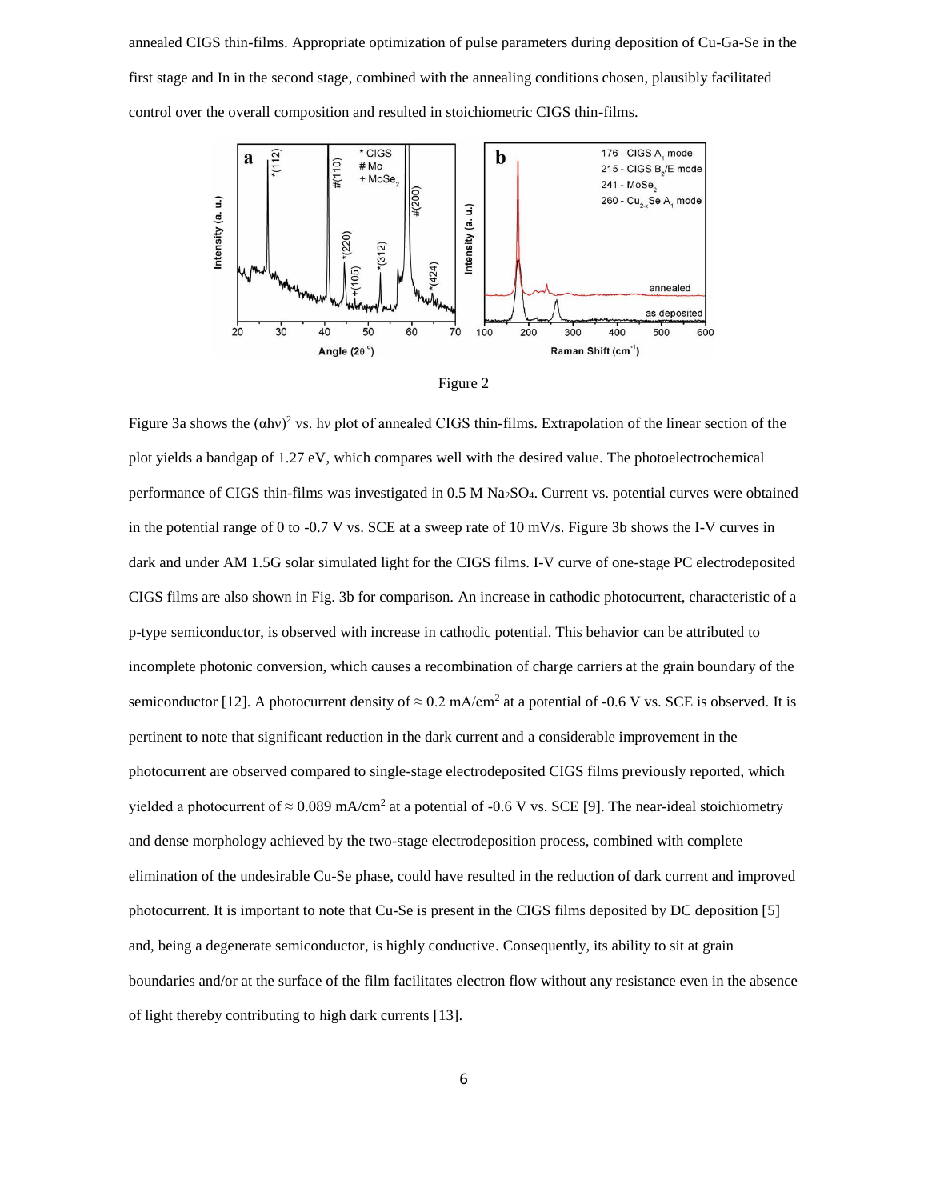annealed CIGS thin-films. Appropriate optimization of pulse parameters during deposition of Cu-Ga-Se in the first stage and In in the second stage, combined with the annealing conditions chosen, plausibly facilitated control over the overall composition and resulted in stoichiometric CIGS thin-films.

Figure 2

Figure 3a shows the $(\alpha h\nu)^2$ vs. hν plot of annealed CIGS thin-films. Extrapolation of the linear section of the plot yields a bandgap of 1.27 eV, which compares well with the desired value. The photoelectrochemical performance of CIGS thin-films was investigated in 0.5 M $Na_2SO_4$. Current vs. potential curves were obtained in the potential range of 0 to -0.7 V vs. SCE at a sweep rate of 10 mV/s. Figure 3b shows the I-V curves in dark and under AM 1.5G solar simulated light for the CIGS films. I-V curve of one-stage PC electrodeposited CIGS films are also shown in Fig. 3b for comparison. An increase in cathodic photocurrent, characteristic of a p-type semiconductor, is observed with increase in cathodic potential. This behavior can be attributed to incomplete photonic conversion, which causes a recombination of charge carriers at the grain boundary of the semiconductor [12]. A photocurrent density of ≈ 0.2 mA/cm$^2$ at a potential of -0.6 V vs. SCE is observed. It is pertinent to note that significant reduction in the dark current and a considerable improvement in the photocurrent are observed compared to single-stage electrodeposited CIGS films previously reported, which yielded a photocurrent of ≈ 0.089 mA/cm$^2$ at a potential of -0.6 V vs. SCE [9]. The near-ideal stoichiometry and dense morphology achieved by the two-stage electrodeposition process, combined with complete elimination of the undesirable Cu-Se phase, could have resulted in the reduction of dark current and improved photocurrent. It is important to note that Cu-Se is present in the CIGS films deposited by DC deposition [5] and, being a degenerate semiconductor, is highly conductive. Consequently, its ability to sit at grain boundaries and/or at the surface of the film facilitates electron flow without any resistance even in the absence of light thereby contributing to high dark currents [13].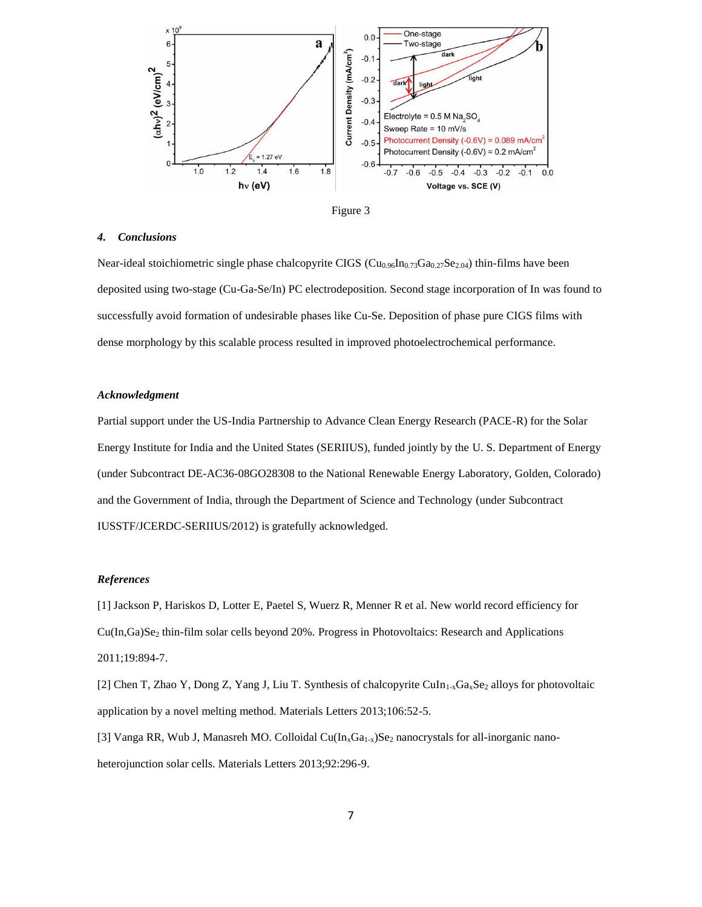Figure 3

### 4. *Conclusions*

Near-ideal stoichiometric single phase chalcopyrite CIGS ($Cu_{0.96}In_{0.73}Ga_{0.27}Se_{2.04}$) thin-films have been deposited using two-stage (Cu-Ga-Se/In) PC electrodeposition. Second stage incorporation of In was found to successfully avoid formation of undesirable phases like Cu-Se. Deposition of phase pure CIGS films with dense morphology by this scalable process resulted in improved photoelectrochemical performance.

### *Acknowledgment*

Partial support under the US-India Partnership to Advance Clean Energy Research (PACE-R) for the Solar Energy Institute for India and the United States (SERIIUS), funded jointly by the U. S. Department of Energy (under Subcontract DE-AC36-08GO28308 to the National Renewable Energy Laboratory, Golden, Colorado) and the Government of India, through the Department of Science and Technology (under Subcontract IUSSTF/JCERDC-SERIIUS/2012) is gratefully acknowledged.

### *References*

[1] Jackson P, Hariskos D, Lotter E, Paetel S, Wuerz R, Menner R et al. New world record efficiency for $Cu(In,Ga)Se_2$ thin-film solar cells beyond 20%. Progress in Photovoltaics: Research and Applications 2011;19:894-7.

[2] Chen T, Zhao Y, Dong Z, Yang J, Liu T. Synthesis of chalcopyrite $CuIn_{1-x}Ga_xSe_2$ alloys for photovoltaic application by a novel melting method. Materials Letters 2013;106:52-5.

[3] Vanga RR, Wub J, Manasreh MO. Colloidal $Cu(In_xGa_{1-x})Se_2$ nanocrystals for all-inorganic nano-heterojunction solar cells. Materials Letters 2013;92:296-9.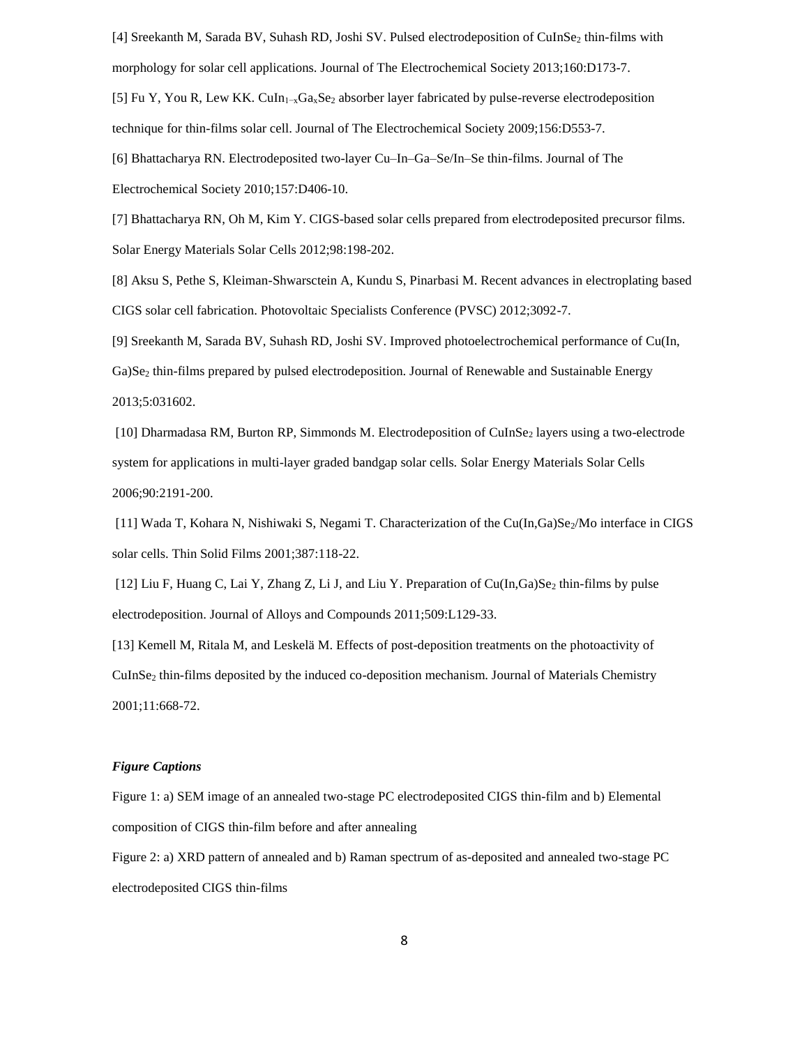[4] Sreekanth M, Sarada BV, Suhash RD, Joshi SV. Pulsed electrodeposition of $CuInSe_2$ thin-films with morphology for solar cell applications. Journal of The Electrochemical Society 2013;160:D173-7.

[5] Fu Y, You R, Lew KK. $CuIn_{1-x}Ga_xSe_2$ absorber layer fabricated by pulse-reverse electrodeposition technique for thin-films solar cell. Journal of The Electrochemical Society 2009;156:D553-7.

[6] Bhattacharya RN. Electrodeposited two-layer Cu–In–Ga–Se/In–Se thin-films. Journal of The Electrochemical Society 2010;157:D406-10.

[7] Bhattacharya RN, Oh M, Kim Y. CIGS-based solar cells prepared from electrodeposited precursor films. Solar Energy Materials Solar Cells 2012;98:198-202.

[8] Aksu S, Pethe S, Kleiman-Shwarsctein A, Kundu S, Pinarbasi M. Recent advances in electroplating based CIGS solar cell fabrication. Photovoltaic Specialists Conference (PVSC) 2012;3092-7.

[9] Sreekanth M, Sarada BV, Suhash RD, Joshi SV. Improved photoelectrochemical performance of Cu(In, Ga)$Se_2$ thin-films prepared by pulsed electrodeposition. Journal of Renewable and Sustainable Energy 2013;5:031602.

[10] Dharmadasa RM, Burton RP, Simmonds M. Electrodeposition of $CuInSe_2$ layers using a two-electrode system for applications in multi-layer graded bandgap solar cells. Solar Energy Materials Solar Cells 2006;90:2191-200.

[11] Wada T, Kohara N, Nishiwaki S, Negami T. Characterization of the Cu(In,Ga)$Se_2$/Mo interface in CIGS solar cells. Thin Solid Films 2001;387:118-22.

[12] Liu F, Huang C, Lai Y, Zhang Z, Li J, and Liu Y. Preparation of Cu(In,Ga)$Se_2$ thin-films by pulse electrodeposition. Journal of Alloys and Compounds 2011;509:L129-33.

[13] Kemell M, Ritala M, and Leskelä M. Effects of post-deposition treatments on the photoactivity of $CuInSe_2$ thin-films deposited by the induced co-deposition mechanism. Journal of Materials Chemistry 2001;11:668-72.

### *Figure Captions*

Figure 1: a) SEM image of an annealed two-stage PC electrodeposited CIGS thin-film and b) Elemental composition of CIGS thin-film before and after annealing

Figure 2: a) XRD pattern of annealed and b) Raman spectrum of as-deposited and annealed two-stage PC electrodeposited CIGS thin-films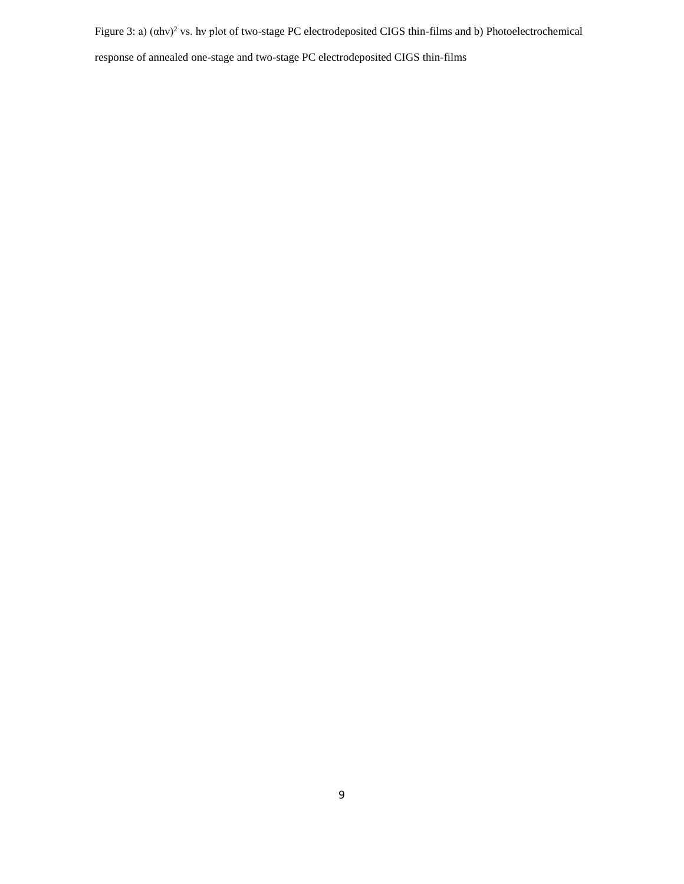Figure 3: a) $(\alpha h\nu)^2$ vs. h$\nu$ plot of two-stage PC electrodeposited CIGS thin-films and b) Photoelectrochemical response of annealed one-stage and two-stage PC electrodeposited CIGS thin-films